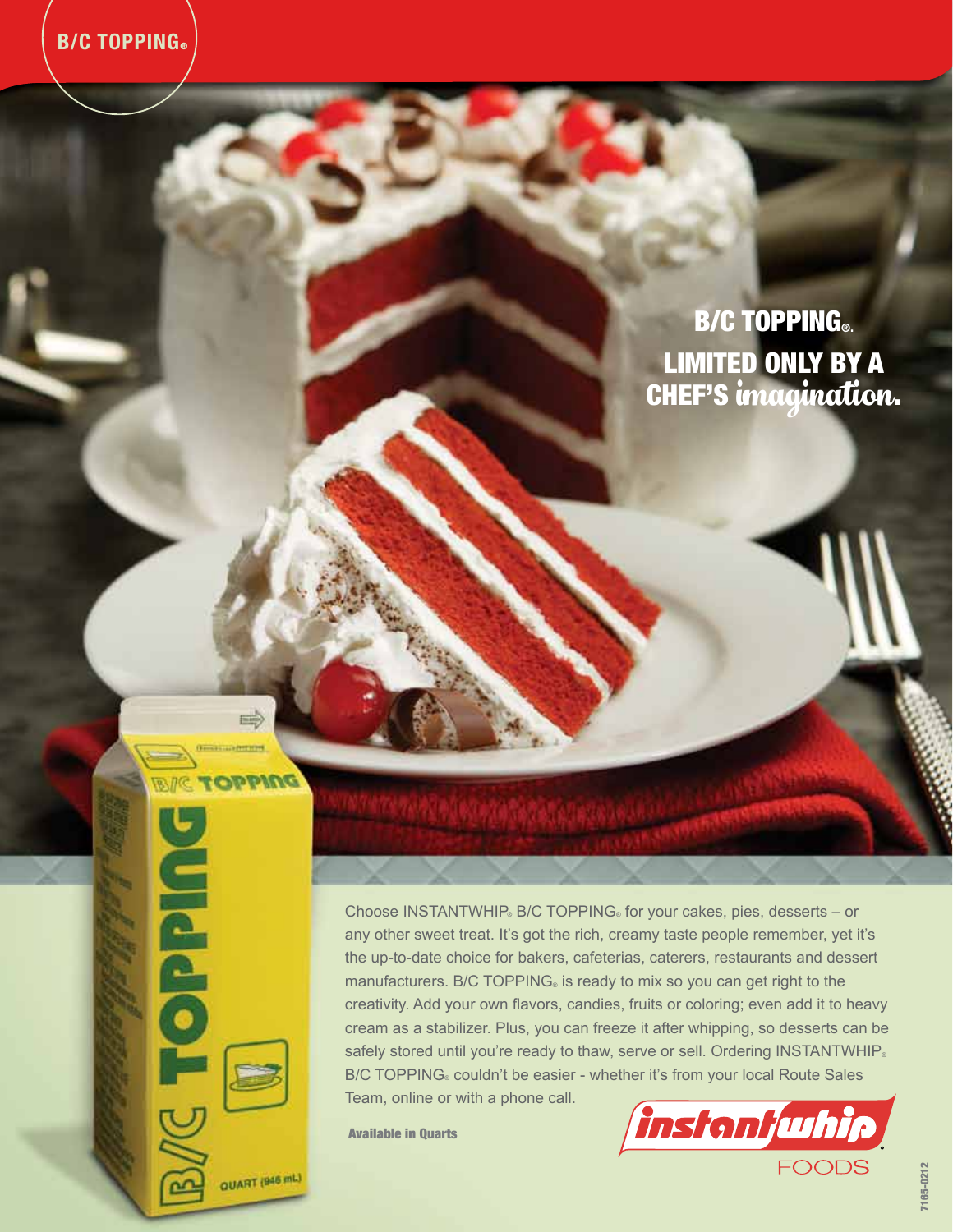B/C TOPPING®

# B/C TOPPING®. LIMITED ONLY BY A CHEF'S *imagination*.

Choose INSTANTWHIP® B/C TOPPING® for your cakes, pies, desserts – or any other sweet treat. It's got the rich, creamy taste people remember, yet it's the up-to-date choice for bakers, cafeterias, caterers, restaurants and dessert manufacturers. B/C TOPPING® is ready to mix so you can get right to the creativity. Add your own flavors, candies, fruits or coloring; even add it to heavy cream as a stabilizer. Plus, you can freeze it after whipping, so desserts can be safely stored until you're ready to thaw, serve or sell. Ordering INSTANTWHIP® B/C TOPPING® couldn't be easier - whether it's from your local Route Sales Team, online or with a phone call.

**Available in Quarts**

instantwhip® FOODS

7165-0212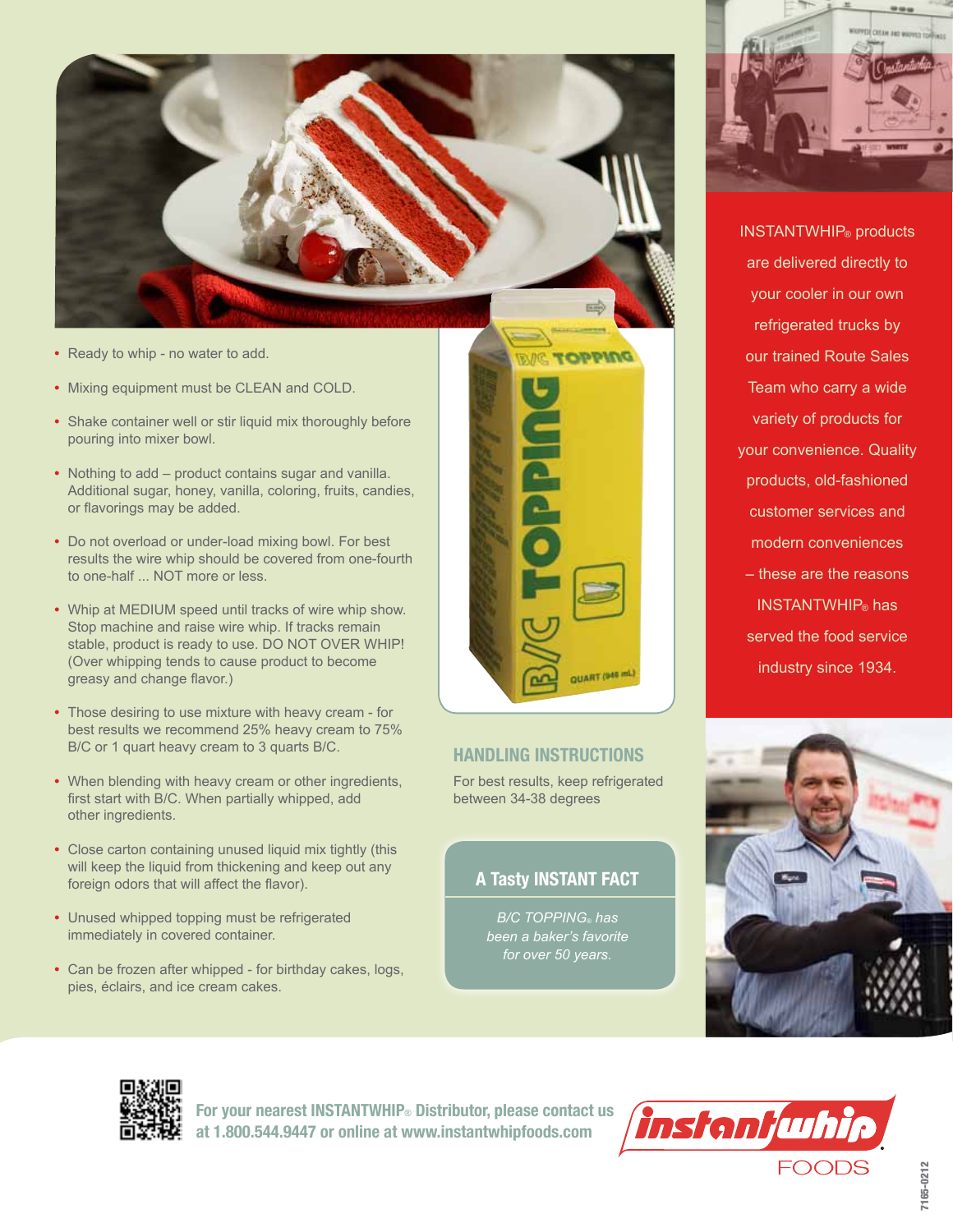- Ready to whip - no water to add.
- Mixing equipment must be CLEAN and COLD.
- Shake container well or stir liquid mix thoroughly before pouring into mixer bowl.
- Nothing to add – product contains sugar and vanilla. Additional sugar, honey, vanilla, coloring, fruits, candies, or flavorings may be added.
- Do not overload or under-load mixing bowl. For best results the wire whip should be covered from one-fourth to one-half ... NOT more or less.
- Whip at MEDIUM speed until tracks of wire whip show. Stop machine and raise wire whip. If tracks remain stable, product is ready to use. DO NOT OVER WHIP! (Over whipping tends to cause product to become greasy and change flavor.)
- Those desiring to use mixture with heavy cream - for best results we recommend 25% heavy cream to 75% B/C or 1 quart heavy cream to 3 quarts B/C.
- When blending with heavy cream or other ingredients, first start with B/C. When partially whipped, add other ingredients.
- Close carton containing unused liquid mix tightly (this will keep the liquid from thickening and keep out any foreign odors that will affect the flavor).
- Unused whipped topping must be refrigerated immediately in covered container.
- Can be frozen after whipped - for birthday cakes, logs, pies, éclairs, and ice cream cakes.

## HANDLING INSTRUCTIONS

For best results, keep refrigerated between 34-38 degrees

## A Tasty INSTANT FACT

*B/C TOPPING® has been a baker's favorite for over 50 years.*

INSTANTWHIP® products are delivered directly to your cooler in our own refrigerated trucks by our trained Route Sales Team who carry a wide variety of products for your convenience. Quality products, old-fashioned customer services and modern conveniences – these are the reasons INSTANTWHIP® has served the food service industry since 1934.

**For your nearest INSTANTWHIP® Distributor, please contact us at 1.800.544.9447 or online at www.instantwhipfoods.com**

instantwhip FOODS

7165-0212